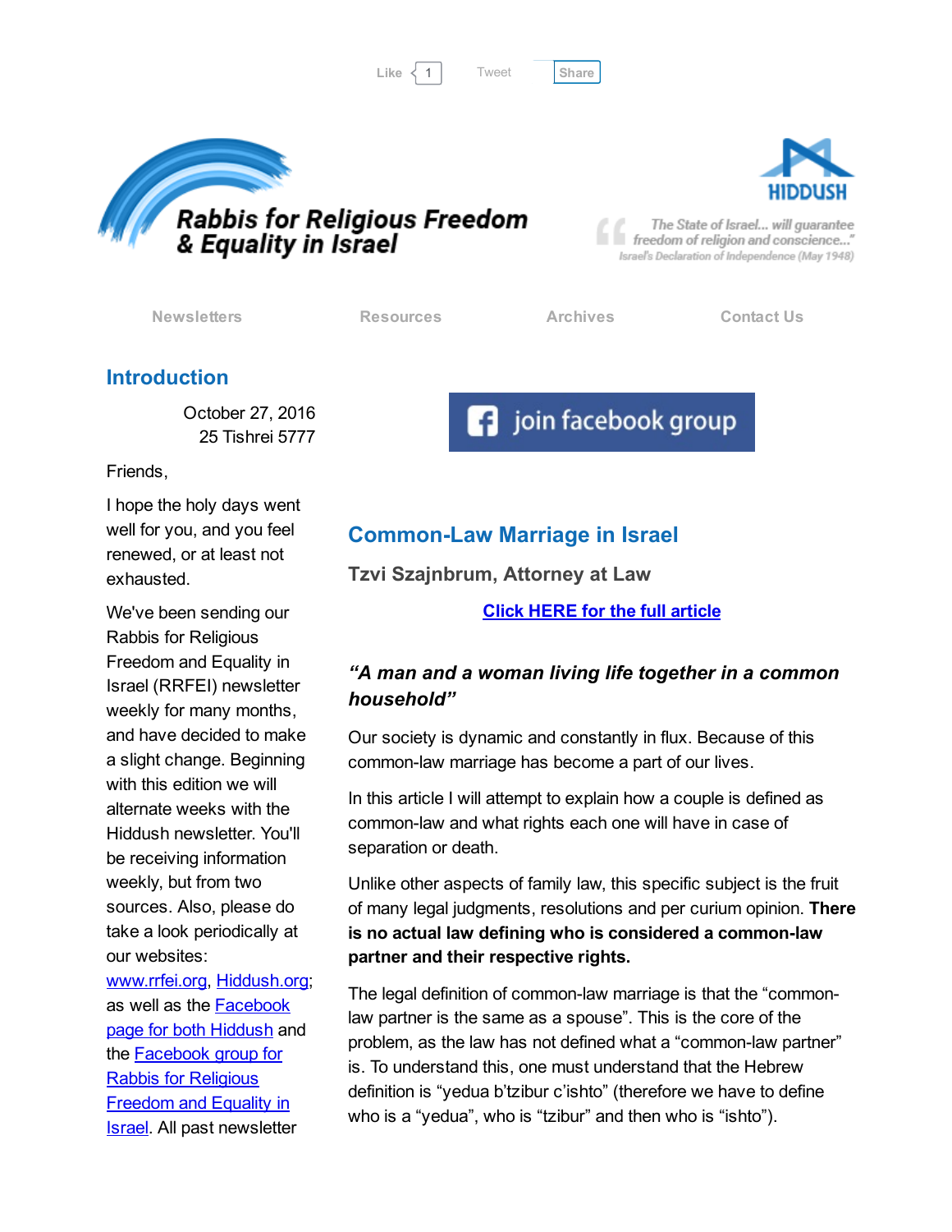Like 1 Tweet Share

# Rabbis for Religious Freedom & Equality in Israel

HIDDUSH

"The State of Israel... will guarantee freedom of religion and conscience..."
Israel's Declaration of Independence (May 1948)

Newsletters | Resources | Archives | Contact Us

## Introduction

October 27, 2016
25 Tishrei 5777

Friends,

I hope the holy days went well for you, and you feel renewed, or at least not exhausted.

We've been sending our Rabbis for Religious Freedom and Equality in Israel (RRFEI) newsletter weekly for many months, and have decided to make a slight change. Beginning with this edition we will alternate weeks with the Hiddush newsletter. You'll be receiving information weekly, but from two sources. Also, please do take a look periodically at our websites: [www.rrfei.org](www.rrfei.org), [Hiddush.org](Hiddush.org); as well as the [Facebook page for both Hiddush]() and the [Facebook group for Rabbis for Religious Freedom and Equality in Israel](). All past newsletter

join facebook group

## Common-Law Marriage in Israel

### Tzvi Szajnbrum, Attorney at Law

**[Click HERE for the full article]()**

### *"A man and a woman living life together in a common household"*

Our society is dynamic and constantly in flux. Because of this common-law marriage has become a part of our lives.

In this article I will attempt to explain how a couple is defined as common-law and what rights each one will have in case of separation or death.

Unlike other aspects of family law, this specific subject is the fruit of many legal judgments, resolutions and per curium opinion. **There is no actual law defining who is considered a common-law partner and their respective rights.**

The legal definition of common-law marriage is that the "common-law partner is the same as a spouse". This is the core of the problem, as the law has not defined what a "common-law partner" is. To understand this, one must understand that the Hebrew definition is "yedua b'tzibur c'ishto" (therefore we have to define who is a "yedua", who is "tzibur" and then who is "ishto").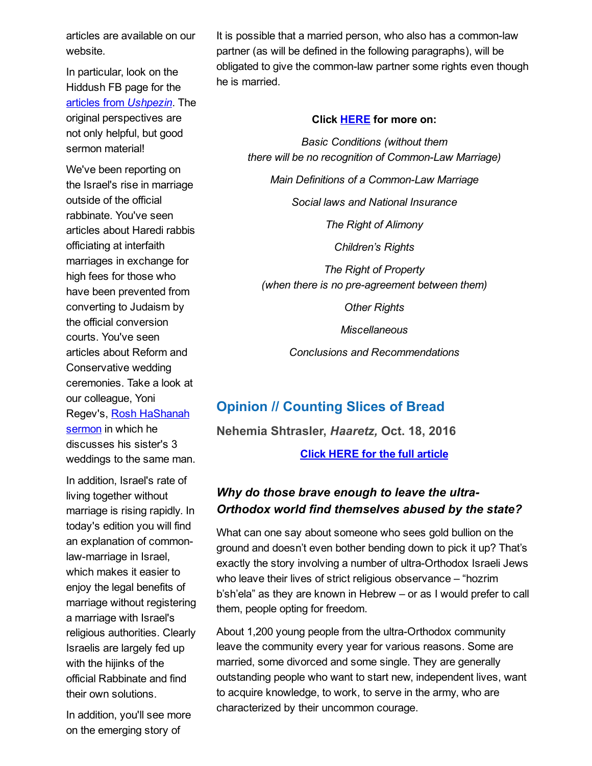articles are available on our website.

In particular, look on the Hiddush FB page for the [articles from *Ushpezin*](). The original perspectives are not only helpful, but good sermon material!

We've been reporting on the Israel's rise in marriage outside of the official rabbinate. You've seen articles about Haredi rabbis officiating at interfaith marriages in exchange for high fees for those who have been prevented from converting to Judaism by the official conversion courts. You've seen articles about Reform and Conservative wedding ceremonies. Take a look at our colleague, Yoni Regev's, [Rosh HaShanah sermon]() in which he discusses his sister's 3 weddings to the same man.

In addition, Israel's rate of living together without marriage is rising rapidly. In today's edition you will find an explanation of common-law-marriage in Israel, which makes it easier to enjoy the legal benefits of marriage without registering a marriage with Israel's religious authorities. Clearly Israelis are largely fed up with the hijinks of the official Rabbinate and find their own solutions.

In addition, you'll see more on the emerging story of

It is possible that a married person, who also has a common-law partner (as will be defined in the following paragraphs), will be obligated to give the common-law partner some rights even though he is married.

**Click [HERE]() for more on:**

*Basic Conditions (without them there will be no recognition of Common-Law Marriage)*

*Main Definitions of a Common-Law Marriage*

*Social laws and National Insurance*

*The Right of Alimony*

*Children's Rights*

*The Right of Property (when there is no pre-agreement between them)*

*Other Rights*

*Miscellaneous*

*Conclusions and Recommendations*

## Opinion // Counting Slices of Bread

**Nehemia Shtrasler, *Haaretz,* Oct. 18, 2016**

**[Click HERE for the full article]()**

### *Why do those brave enough to leave the ultra-Orthodox world find themselves abused by the state?*

What can one say about someone who sees gold bullion on the ground and doesn't even bother bending down to pick it up? That's exactly the story involving a number of ultra-Orthodox Israeli Jews who leave their lives of strict religious observance – "hozrim b'sh'ela" as they are known in Hebrew – or as I would prefer to call them, people opting for freedom.

About 1,200 young people from the ultra-Orthodox community leave the community every year for various reasons. Some are married, some divorced and some single. They are generally outstanding people who want to start new, independent lives, want to acquire knowledge, to work, to serve in the army, who are characterized by their uncommon courage.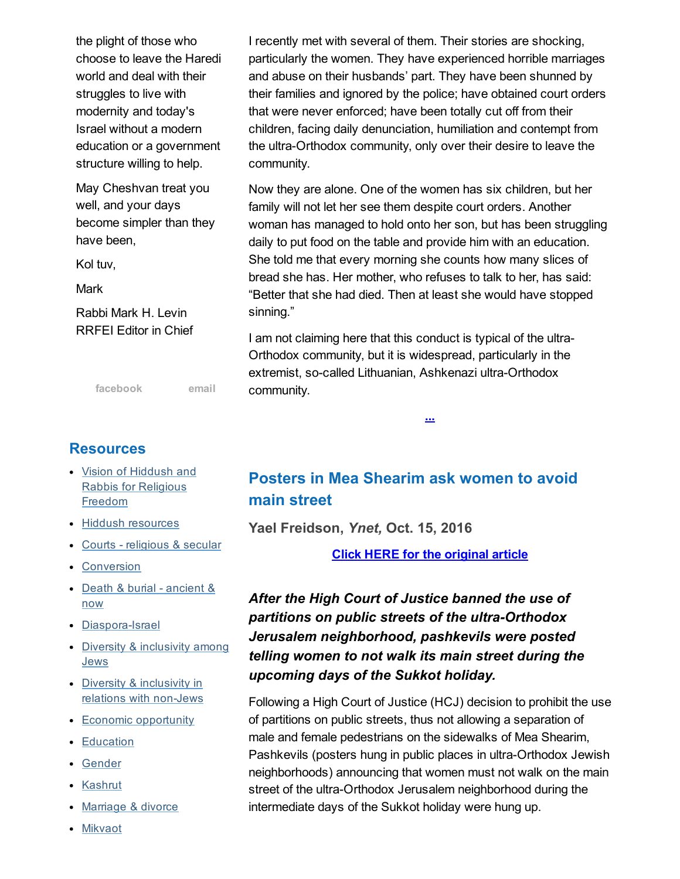the plight of those who choose to leave the Haredi world and deal with their struggles to live with modernity and today's Israel without a modern education or a government structure willing to help.

May Cheshvan treat you well, and your days become simpler than they have been,

Kol tuv,

Mark

Rabbi Mark H. Levin
RRFEI Editor in Chief

facebook email

## Resources

- Vision of Hiddush and Rabbis for Religious Freedom
- Hiddush resources
- Courts - religious & secular
- Conversion
- Death & burial - ancient & now
- Diaspora-Israel
- Diversity & inclusivity among Jews
- Diversity & inclusivity in relations with non-Jews
- Economic opportunity
- Education
- Gender
- Kashrut
- Marriage & divorce
- Mikvaot

I recently met with several of them. Their stories are shocking, particularly the women. They have experienced horrible marriages and abuse on their husbands' part. They have been shunned by their families and ignored by the police; have obtained court orders that were never enforced; have been totally cut off from their children, facing daily denunciation, humiliation and contempt from the ultra-Orthodox community, only over their desire to leave the community.

Now they are alone. One of the women has six children, but her family will not let her see them despite court orders. Another woman has managed to hold onto her son, but has been struggling daily to put food on the table and provide him with an education. She told me that every morning she counts how many slices of bread she has. Her mother, who refuses to talk to her, has said: "Better that she had died. Then at least she would have stopped sinning."

I am not claiming here that this conduct is typical of the ultra-Orthodox community, but it is widespread, particularly in the extremist, so-called Lithuanian, Ashkenazi ultra-Orthodox community.

...

## Posters in Mea Shearim ask women to avoid main street

**Yael Freidson, *Ynet,* Oct. 15, 2016**

**Click HERE for the original article**

***After the High Court of Justice banned the use of partitions on public streets of the ultra-Orthodox Jerusalem neighborhood, pashkevils were posted telling women to not walk its main street during the upcoming days of the Sukkot holiday.***

Following a High Court of Justice (HCJ) decision to prohibit the use of partitions on public streets, thus not allowing a separation of male and female pedestrians on the sidewalks of Mea Shearim, Pashkevils (posters hung in public places in ultra-Orthodox Jewish neighborhoods) announcing that women must not walk on the main street of the ultra-Orthodox Jerusalem neighborhood during the intermediate days of the Sukkot holiday were hung up.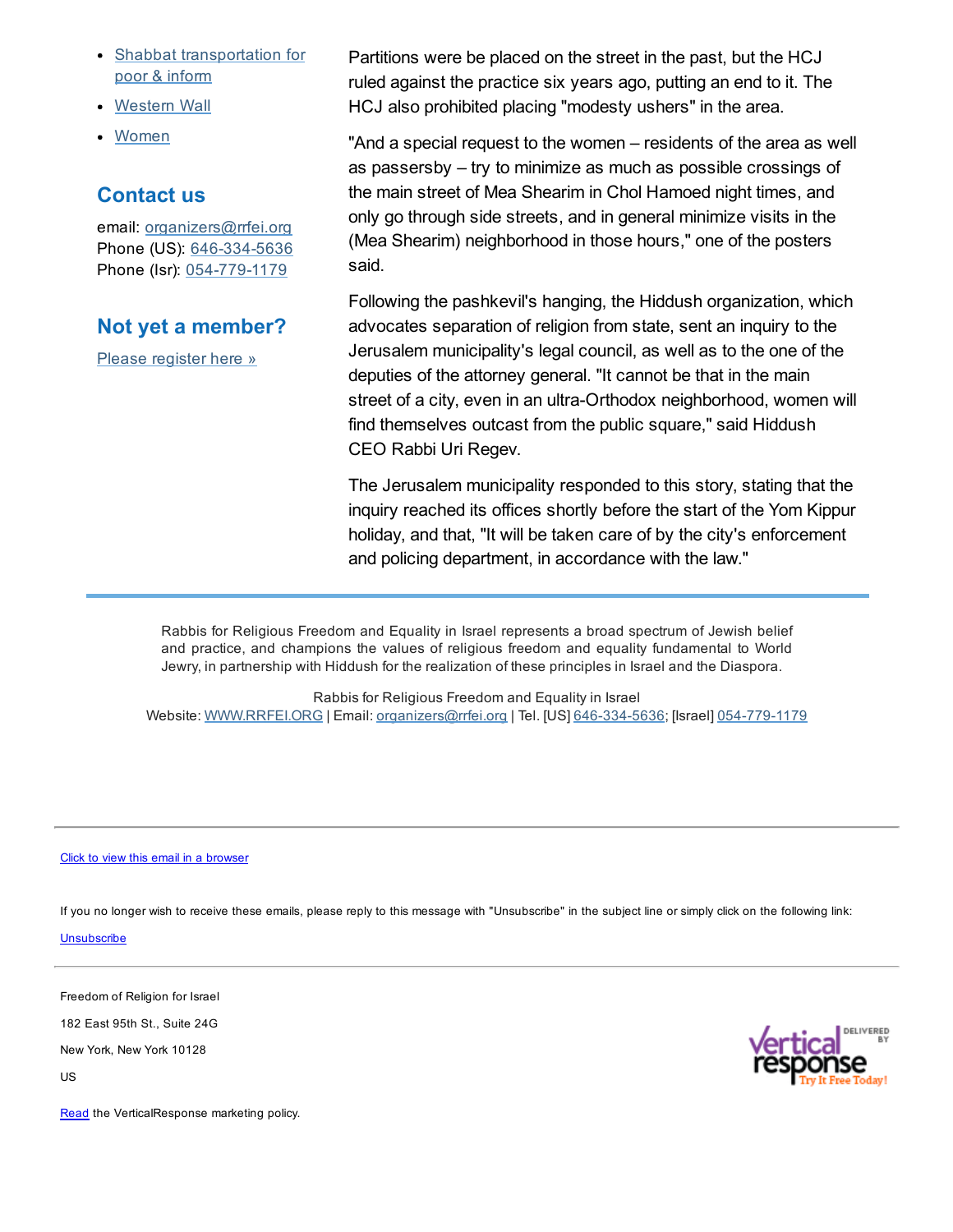- Shabbat transportation for poor & inform
- Western Wall
- Women

## Contact us

email: organizers@rrfei.org
Phone (US): 646-334-5636
Phone (Isr): 054-779-1179

## Not yet a member?

Please register here »

Partitions were be placed on the street in the past, but the HCJ ruled against the practice six years ago, putting an end to it. The HCJ also prohibited placing "modesty ushers" in the area.

"And a special request to the women – residents of the area as well as passersby – try to minimize as much as possible crossings of the main street of Mea Shearim in Chol Hamoed night times, and only go through side streets, and in general minimize visits in the (Mea Shearim) neighborhood in those hours," one of the posters said.

Following the pashkevil's hanging, the Hiddush organization, which advocates separation of religion from state, sent an inquiry to the Jerusalem municipality's legal council, as well as to the one of the deputies of the attorney general. "It cannot be that in the main street of a city, even in an ultra-Orthodox neighborhood, women will find themselves outcast from the public square," said Hiddush CEO Rabbi Uri Regev.

The Jerusalem municipality responded to this story, stating that the inquiry reached its offices shortly before the start of the Yom Kippur holiday, and that, "It will be taken care of by the city's enforcement and policing department, in accordance with the law."

---

Rabbis for Religious Freedom and Equality in Israel represents a broad spectrum of Jewish belief and practice, and champions the values of religious freedom and equality fundamental to World Jewry, in partnership with Hiddush for the realization of these principles in Israel and the Diaspora.

Rabbis for Religious Freedom and Equality in Israel
Website: WWW.RRFEI.ORG | Email: organizers@rrfei.org | Tel. [US] 646-334-5636; [Israel] 054-779-1179

---

Click to view this email in a browser

If you no longer wish to receive these emails, please reply to this message with "Unsubscribe" in the subject line or simply click on the following link:

Unsubscribe

---

Freedom of Religion for Israel

182 East 95th St., Suite 24G

New York, New York 10128

US

Read the VerticalResponse marketing policy.

Vertical response DELIVERED BY Try It Free Today!